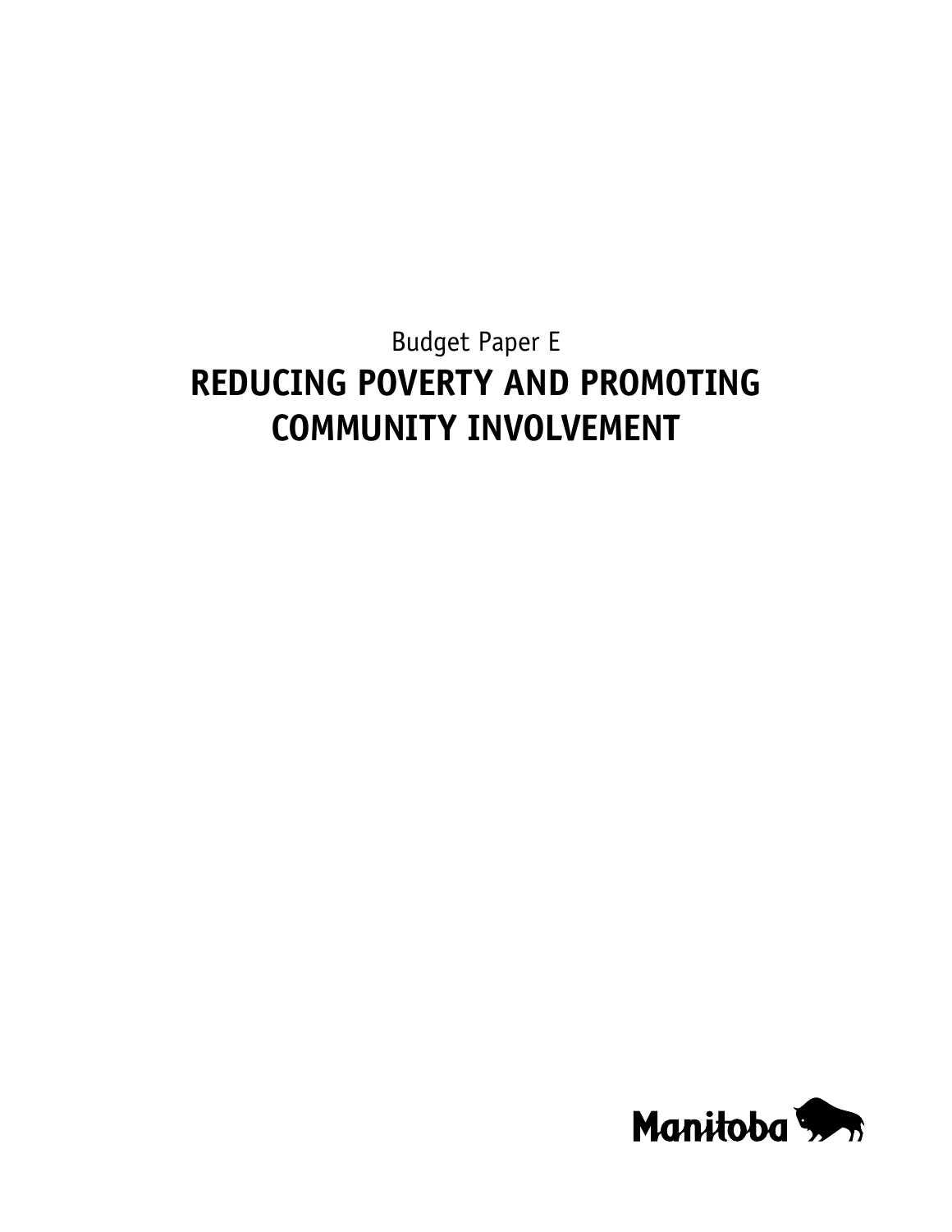Budget Paper E

# REDUCING POVERTY AND PROMOTING COMMUNITY INVOLVEMENT

Manitoba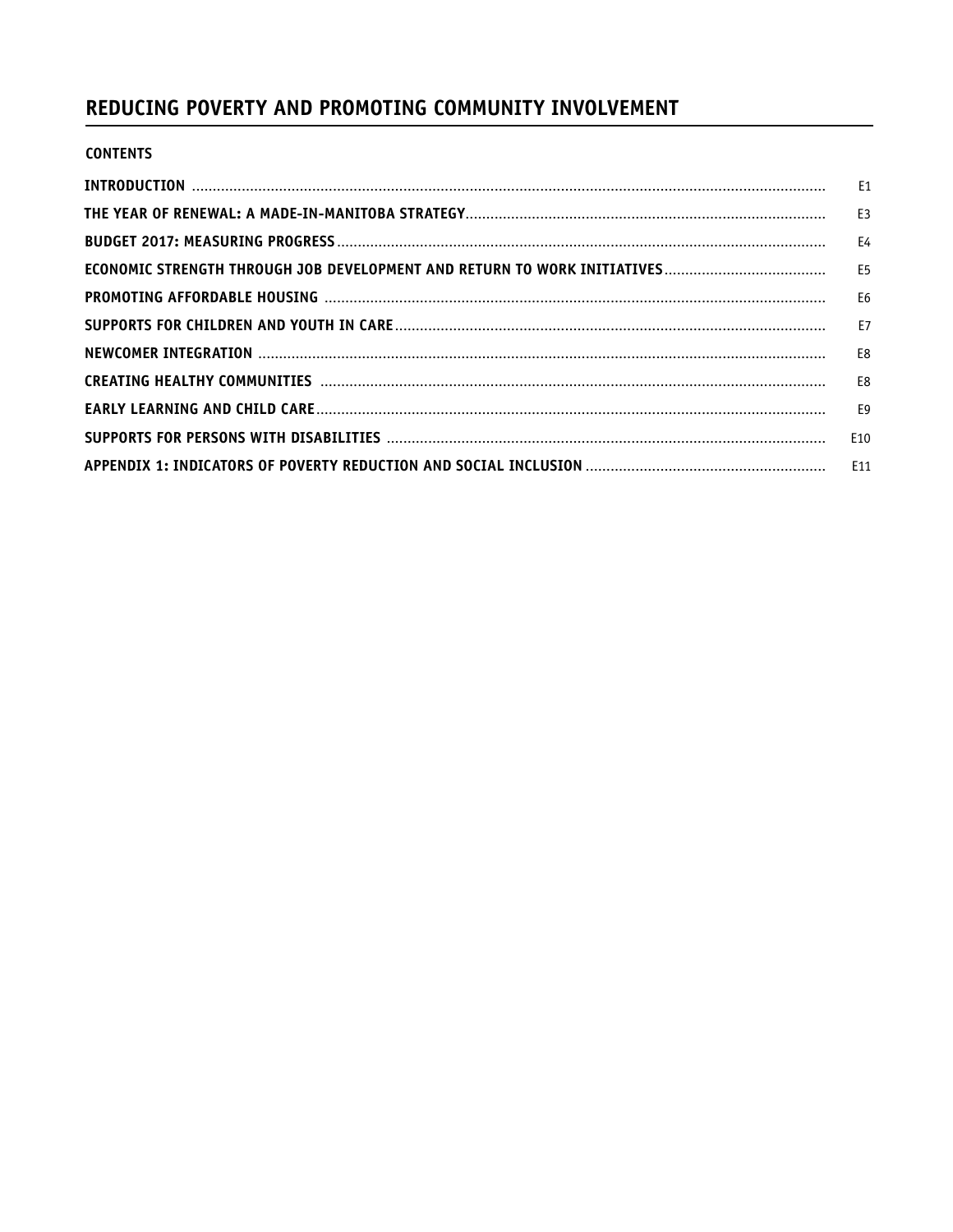# REDUCING POVERTY AND PROMOTING COMMUNITY INVOLVEMENT

## CONTENTS

| | |
|---|---|
| **INTRODUCTION** | E1 |
| **THE YEAR OF RENEWAL: A MADE-IN-MANITOBA STRATEGY** | E3 |
| **BUDGET 2017: MEASURING PROGRESS** | E4 |
| **ECONOMIC STRENGTH THROUGH JOB DEVELOPMENT AND RETURN TO WORK INITIATIVES** | E5 |
| **PROMOTING AFFORDABLE HOUSING** | E6 |
| **SUPPORTS FOR CHILDREN AND YOUTH IN CARE** | E7 |
| **NEWCOMER INTEGRATION** | E8 |
| **CREATING HEALTHY COMMUNITIES** | E8 |
| **EARLY LEARNING AND CHILD CARE** | E9 |
| **SUPPORTS FOR PERSONS WITH DISABILITIES** | E10 |
| **APPENDIX 1: INDICATORS OF POVERTY REDUCTION AND SOCIAL INCLUSION** | E11 |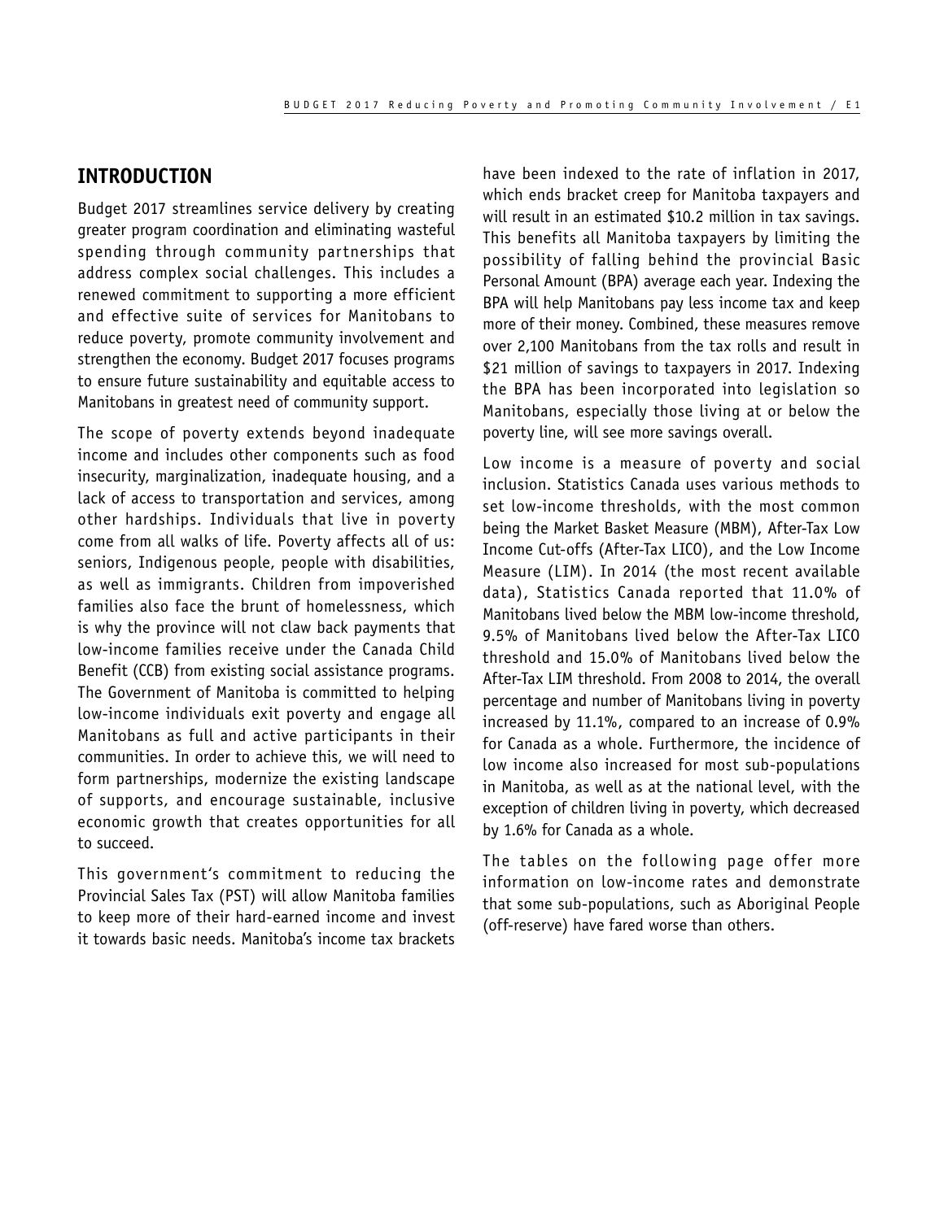## INTRODUCTION

Budget 2017 streamlines service delivery by creating greater program coordination and eliminating wasteful spending through community partnerships that address complex social challenges. This includes a renewed commitment to supporting a more efficient and effective suite of services for Manitobans to reduce poverty, promote community involvement and strengthen the economy. Budget 2017 focuses programs to ensure future sustainability and equitable access to Manitobans in greatest need of community support.

The scope of poverty extends beyond inadequate income and includes other components such as food insecurity, marginalization, inadequate housing, and a lack of access to transportation and services, among other hardships. Individuals that live in poverty come from all walks of life. Poverty affects all of us: seniors, Indigenous people, people with disabilities, as well as immigrants. Children from impoverished families also face the brunt of homelessness, which is why the province will not claw back payments that low-income families receive under the Canada Child Benefit (CCB) from existing social assistance programs. The Government of Manitoba is committed to helping low-income individuals exit poverty and engage all Manitobans as full and active participants in their communities. In order to achieve this, we will need to form partnerships, modernize the existing landscape of supports, and encourage sustainable, inclusive economic growth that creates opportunities for all to succeed.

This government's commitment to reducing the Provincial Sales Tax (PST) will allow Manitoba families to keep more of their hard-earned income and invest it towards basic needs. Manitoba's income tax brackets have been indexed to the rate of inflation in 2017, which ends bracket creep for Manitoba taxpayers and will result in an estimated $10.2 million in tax savings. This benefits all Manitoba taxpayers by limiting the possibility of falling behind the provincial Basic Personal Amount (BPA) average each year. Indexing the BPA will help Manitobans pay less income tax and keep more of their money. Combined, these measures remove over 2,100 Manitobans from the tax rolls and result in $21 million of savings to taxpayers in 2017. Indexing the BPA has been incorporated into legislation so Manitobans, especially those living at or below the poverty line, will see more savings overall.

Low income is a measure of poverty and social inclusion. Statistics Canada uses various methods to set low-income thresholds, with the most common being the Market Basket Measure (MBM), After-Tax Low Income Cut-offs (After-Tax LICO), and the Low Income Measure (LIM). In 2014 (the most recent available data), Statistics Canada reported that 11.0% of Manitobans lived below the MBM low-income threshold, 9.5% of Manitobans lived below the After-Tax LICO threshold and 15.0% of Manitobans lived below the After-Tax LIM threshold. From 2008 to 2014, the overall percentage and number of Manitobans living in poverty increased by 11.1%, compared to an increase of 0.9% for Canada as a whole. Furthermore, the incidence of low income also increased for most sub-populations in Manitoba, as well as at the national level, with the exception of children living in poverty, which decreased by 1.6% for Canada as a whole.

The tables on the following page offer more information on low-income rates and demonstrate that some sub-populations, such as Aboriginal People (off-reserve) have fared worse than others.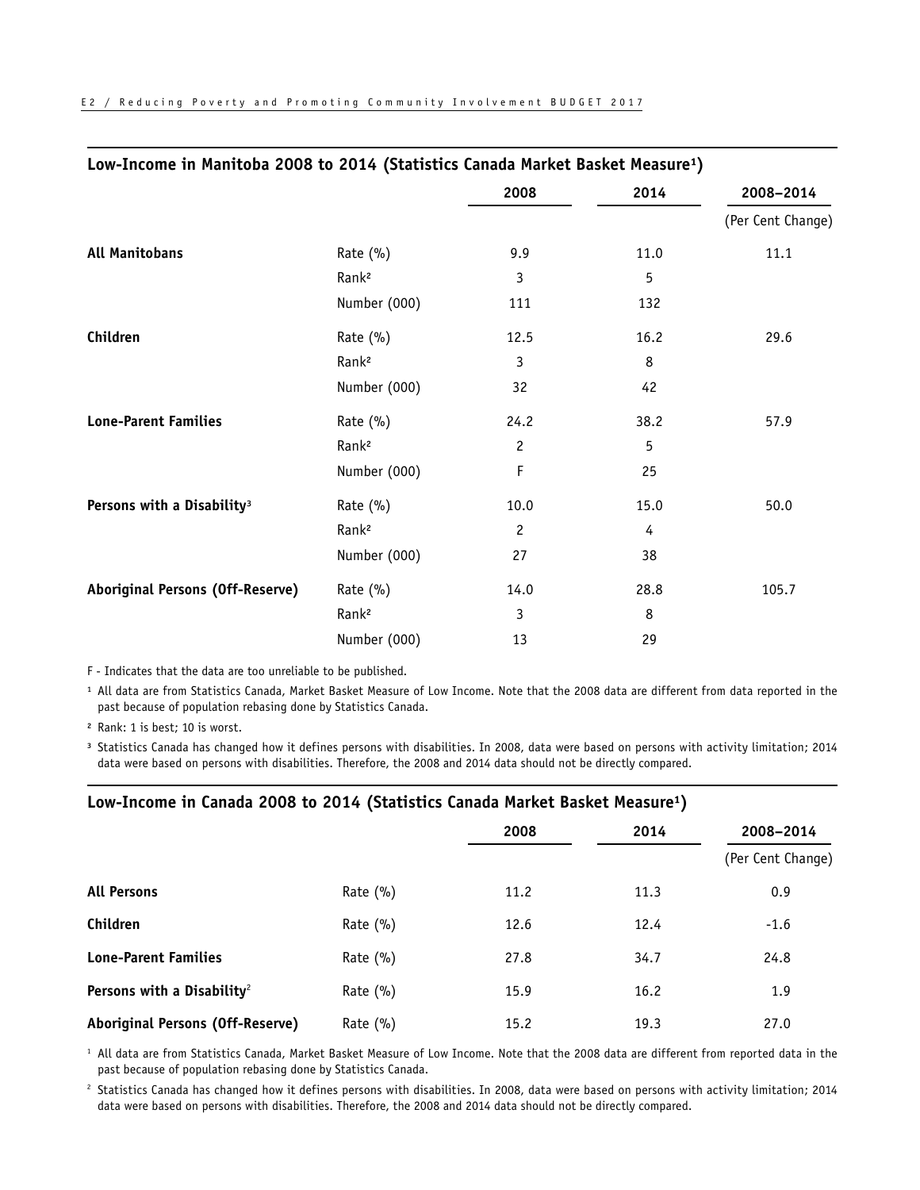## Low-Income in Manitoba 2008 to 2014 (Statistics Canada Market Basket Measure[1])

| | | 2008 | 2014 | 2008–2014 (Per Cent Change) |
|---|---|---|---|---|
| **All Manitobans** | Rate (%) | 9.9 | 11.0 | 11.1 |
| | Rank[2] | 3 | 5 | |
| | Number (000) | 111 | 132 | |
| **Children** | Rate (%) | 12.5 | 16.2 | 29.6 |
| | Rank[2] | 3 | 8 | |
| | Number (000) | 32 | 42 | |
| **Lone-Parent Families** | Rate (%) | 24.2 | 38.2 | 57.9 |
| | Rank[2] | 2 | 5 | |
| | Number (000) | F | 25 | |
| **Persons with a Disability**[3] | Rate (%) | 10.0 | 15.0 | 50.0 |
| | Rank[2] | 2 | 4 | |
| | Number (000) | 27 | 38 | |
| **Aboriginal Persons (Off-Reserve)** | Rate (%) | 14.0 | 28.8 | 105.7 |
| | Rank[2] | 3 | 8 | |
| | Number (000) | 13 | 29 | |

F - Indicates that the data are too unreliable to be published.

[1] All data are from Statistics Canada, Market Basket Measure of Low Income. Note that the 2008 data are different from data reported in the past because of population rebasing done by Statistics Canada.

[2] Rank: 1 is best; 10 is worst.

[3] Statistics Canada has changed how it defines persons with disabilities. In 2008, data were based on persons with activity limitation; 2014 data were based on persons with disabilities. Therefore, the 2008 and 2014 data should not be directly compared.

## Low-Income in Canada 2008 to 2014 (Statistics Canada Market Basket Measure[1])

| | | 2008 | 2014 | 2008–2014 (Per Cent Change) |
|---|---|---|---|---|
| **All Persons** | Rate (%) | 11.2 | 11.3 | 0.9 |
| **Children** | Rate (%) | 12.6 | 12.4 | -1.6 |
| **Lone-Parent Families** | Rate (%) | 27.8 | 34.7 | 24.8 |
| **Persons with a Disability**[2] | Rate (%) | 15.9 | 16.2 | 1.9 |
| **Aboriginal Persons (Off-Reserve)** | Rate (%) | 15.2 | 19.3 | 27.0 |

[1] All data are from Statistics Canada, Market Basket Measure of Low Income. Note that the 2008 data are different from reported data in the past because of population rebasing done by Statistics Canada.

[2] Statistics Canada has changed how it defines persons with disabilities. In 2008, data were based on persons with activity limitation; 2014 data were based on persons with disabilities. Therefore, the 2008 and 2014 data should not be directly compared.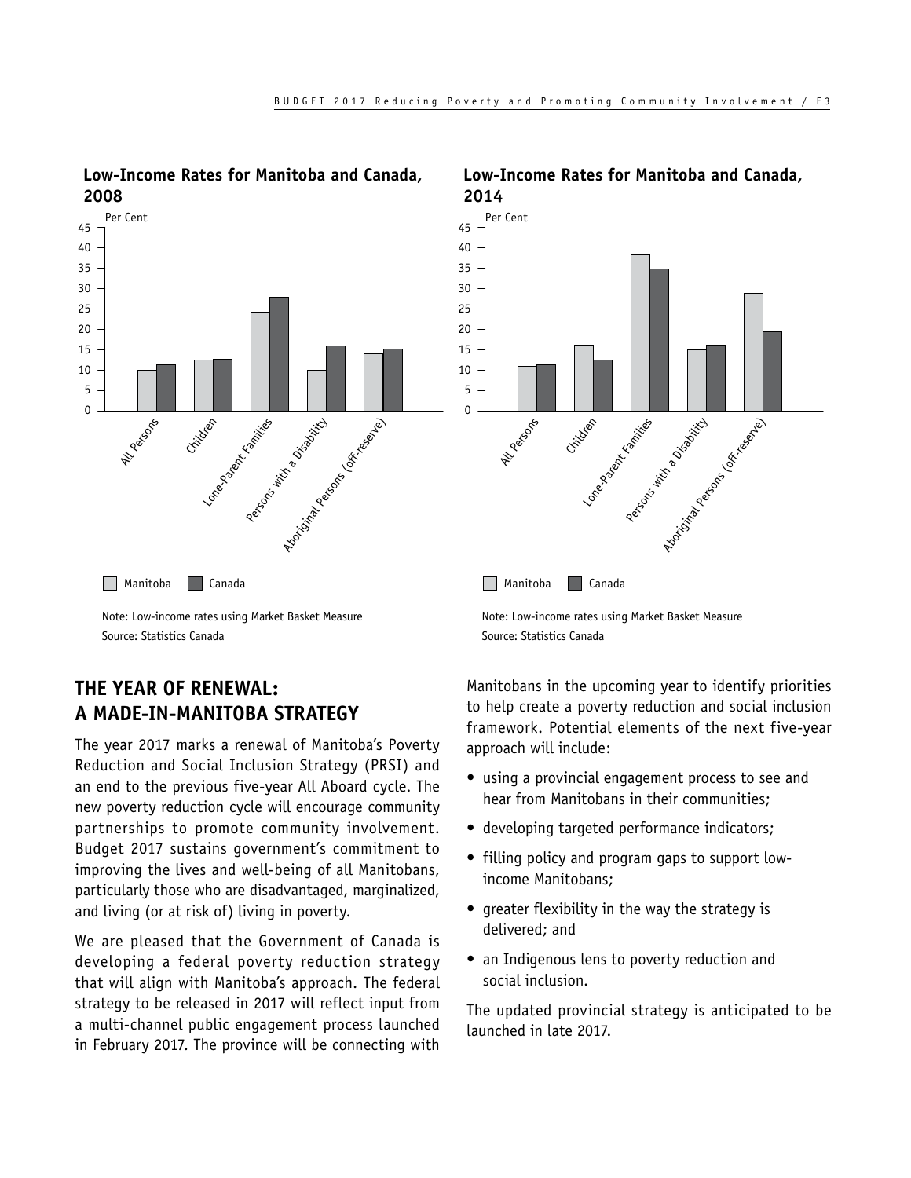**Low-Income Rates for Manitoba and Canada, 2008**

Note: Low-income rates using Market Basket Measure
Source: Statistics Canada

**Low-Income Rates for Manitoba and Canada, 2014**

Note: Low-income rates using Market Basket Measure
Source: Statistics Canada

## THE YEAR OF RENEWAL: A MADE-IN-MANITOBA STRATEGY

The year 2017 marks a renewal of Manitoba's Poverty Reduction and Social Inclusion Strategy (PRSI) and an end to the previous five-year All Aboard cycle. The new poverty reduction cycle will encourage community partnerships to promote community involvement. Budget 2017 sustains government's commitment to improving the lives and well-being of all Manitobans, particularly those who are disadvantaged, marginalized, and living (or at risk of) living in poverty.

We are pleased that the Government of Canada is developing a federal poverty reduction strategy that will align with Manitoba's approach. The federal strategy to be released in 2017 will reflect input from a multi-channel public engagement process launched in February 2017. The province will be connecting with Manitobans in the upcoming year to identify priorities to help create a poverty reduction and social inclusion framework. Potential elements of the next five-year approach will include:

- using a provincial engagement process to see and hear from Manitobans in their communities;
- developing targeted performance indicators;
- filling policy and program gaps to support low-income Manitobans;
- greater flexibility in the way the strategy is delivered; and
- an Indigenous lens to poverty reduction and social inclusion.

The updated provincial strategy is anticipated to be launched in late 2017.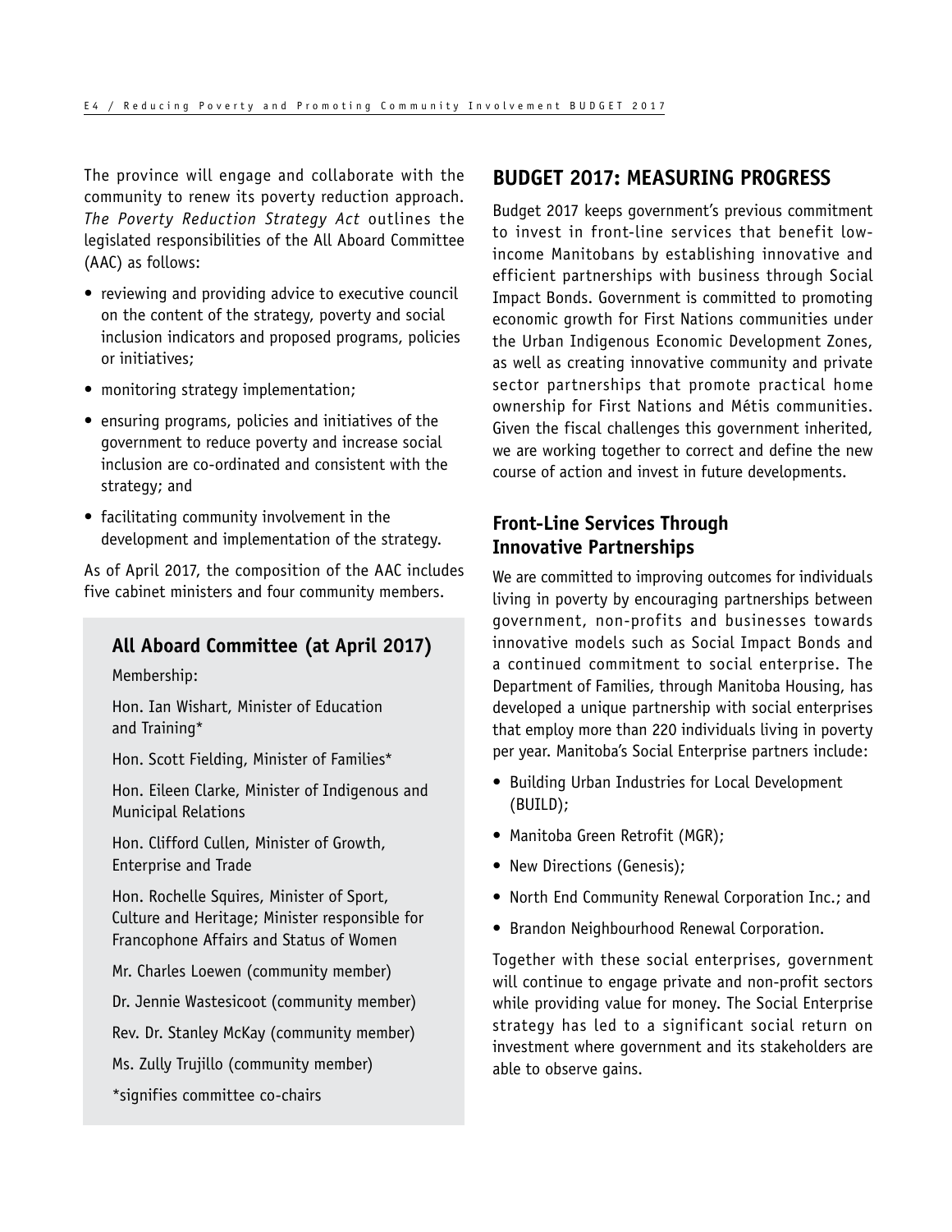The province will engage and collaborate with the community to renew its poverty reduction approach. *The Poverty Reduction Strategy Act* outlines the legislated responsibilities of the All Aboard Committee (AAC) as follows:

- reviewing and providing advice to executive council on the content of the strategy, poverty and social inclusion indicators and proposed programs, policies or initiatives;
- monitoring strategy implementation;
- ensuring programs, policies and initiatives of the government to reduce poverty and increase social inclusion are co-ordinated and consistent with the strategy; and
- facilitating community involvement in the development and implementation of the strategy.

As of April 2017, the composition of the AAC includes five cabinet ministers and four community members.

### All Aboard Committee (at April 2017)

Membership:

Hon. Ian Wishart, Minister of Education and Training*

Hon. Scott Fielding, Minister of Families*

Hon. Eileen Clarke, Minister of Indigenous and Municipal Relations

Hon. Clifford Cullen, Minister of Growth, Enterprise and Trade

Hon. Rochelle Squires, Minister of Sport, Culture and Heritage; Minister responsible for Francophone Affairs and Status of Women

Mr. Charles Loewen (community member)

Dr. Jennie Wastesicoot (community member)

Rev. Dr. Stanley McKay (community member)

Ms. Zully Trujillo (community member)

*signifies committee co-chairs

## BUDGET 2017: MEASURING PROGRESS

Budget 2017 keeps government's previous commitment to invest in front-line services that benefit low-income Manitobans by establishing innovative and efficient partnerships with business through Social Impact Bonds. Government is committed to promoting economic growth for First Nations communities under the Urban Indigenous Economic Development Zones, as well as creating innovative community and private sector partnerships that promote practical home ownership for First Nations and Métis communities. Given the fiscal challenges this government inherited, we are working together to correct and define the new course of action and invest in future developments.

### Front-Line Services Through Innovative Partnerships

We are committed to improving outcomes for individuals living in poverty by encouraging partnerships between government, non-profits and businesses towards innovative models such as Social Impact Bonds and a continued commitment to social enterprise. The Department of Families, through Manitoba Housing, has developed a unique partnership with social enterprises that employ more than 220 individuals living in poverty per year. Manitoba's Social Enterprise partners include:

- Building Urban Industries for Local Development (BUILD);
- Manitoba Green Retrofit (MGR);
- New Directions (Genesis);
- North End Community Renewal Corporation Inc.; and
- Brandon Neighbourhood Renewal Corporation.

Together with these social enterprises, government will continue to engage private and non-profit sectors while providing value for money. The Social Enterprise strategy has led to a significant social return on investment where government and its stakeholders are able to observe gains.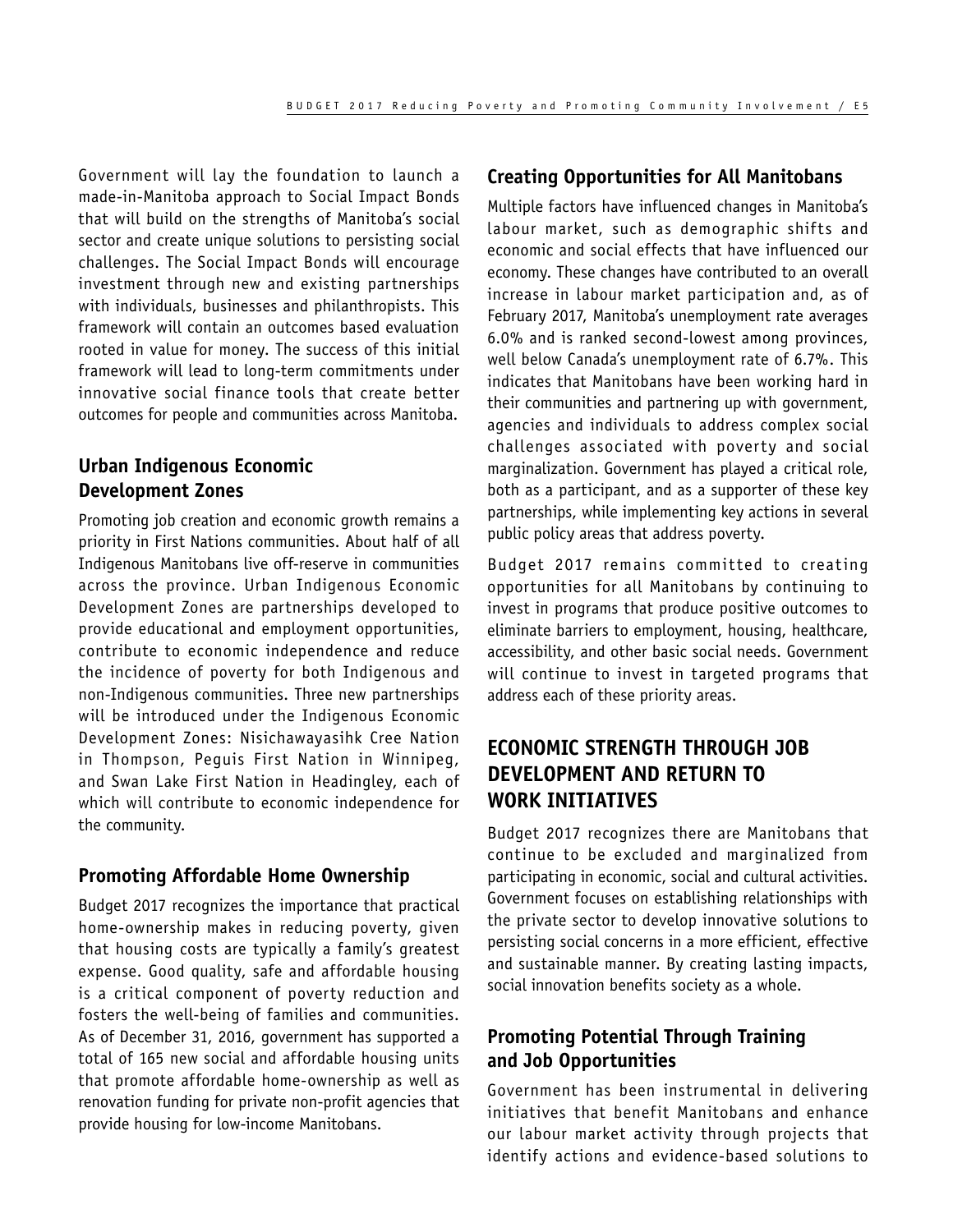Government will lay the foundation to launch a made-in-Manitoba approach to Social Impact Bonds that will build on the strengths of Manitoba's social sector and create unique solutions to persisting social challenges. The Social Impact Bonds will encourage investment through new and existing partnerships with individuals, businesses and philanthropists. This framework will contain an outcomes based evaluation rooted in value for money. The success of this initial framework will lead to long-term commitments under innovative social finance tools that create better outcomes for people and communities across Manitoba.

### Urban Indigenous Economic Development Zones

Promoting job creation and economic growth remains a priority in First Nations communities. About half of all Indigenous Manitobans live off-reserve in communities across the province. Urban Indigenous Economic Development Zones are partnerships developed to provide educational and employment opportunities, contribute to economic independence and reduce the incidence of poverty for both Indigenous and non-Indigenous communities. Three new partnerships will be introduced under the Indigenous Economic Development Zones: Nisichawayasihk Cree Nation in Thompson, Peguis First Nation in Winnipeg, and Swan Lake First Nation in Headingley, each of which will contribute to economic independence for the community.

### Promoting Affordable Home Ownership

Budget 2017 recognizes the importance that practical home-ownership makes in reducing poverty, given that housing costs are typically a family's greatest expense. Good quality, safe and affordable housing is a critical component of poverty reduction and fosters the well-being of families and communities. As of December 31, 2016, government has supported a total of 165 new social and affordable housing units that promote affordable home-ownership as well as renovation funding for private non-profit agencies that provide housing for low-income Manitobans.

### Creating Opportunities for All Manitobans

Multiple factors have influenced changes in Manitoba's labour market, such as demographic shifts and economic and social effects that have influenced our economy. These changes have contributed to an overall increase in labour market participation and, as of February 2017, Manitoba's unemployment rate averages 6.0% and is ranked second-lowest among provinces, well below Canada's unemployment rate of 6.7%. This indicates that Manitobans have been working hard in their communities and partnering up with government, agencies and individuals to address complex social challenges associated with poverty and social marginalization. Government has played a critical role, both as a participant, and as a supporter of these key partnerships, while implementing key actions in several public policy areas that address poverty.

Budget 2017 remains committed to creating opportunities for all Manitobans by continuing to invest in programs that produce positive outcomes to eliminate barriers to employment, housing, healthcare, accessibility, and other basic social needs. Government will continue to invest in targeted programs that address each of these priority areas.

## ECONOMIC STRENGTH THROUGH JOB DEVELOPMENT AND RETURN TO WORK INITIATIVES

Budget 2017 recognizes there are Manitobans that continue to be excluded and marginalized from participating in economic, social and cultural activities. Government focuses on establishing relationships with the private sector to develop innovative solutions to persisting social concerns in a more efficient, effective and sustainable manner. By creating lasting impacts, social innovation benefits society as a whole.

### Promoting Potential Through Training and Job Opportunities

Government has been instrumental in delivering initiatives that benefit Manitobans and enhance our labour market activity through projects that identify actions and evidence-based solutions to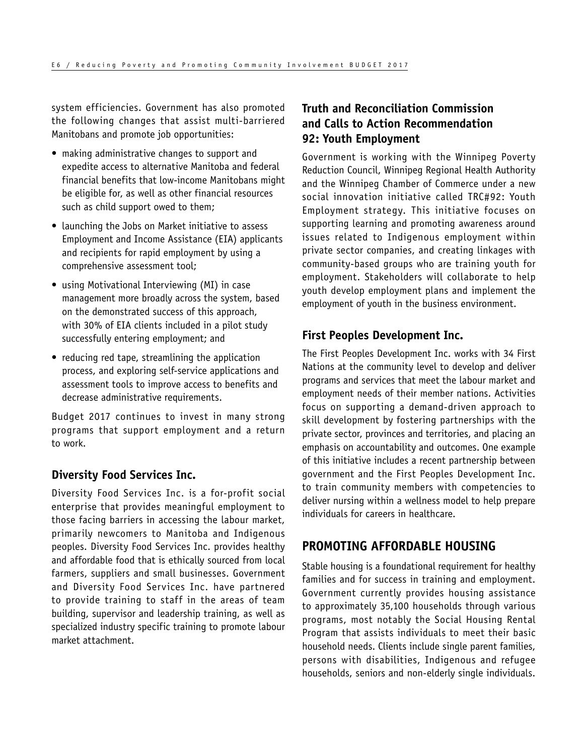system efficiencies. Government has also promoted the following changes that assist multi-barriered Manitobans and promote job opportunities:

- making administrative changes to support and expedite access to alternative Manitoba and federal financial benefits that low-income Manitobans might be eligible for, as well as other financial resources such as child support owed to them;
- launching the Jobs on Market initiative to assess Employment and Income Assistance (EIA) applicants and recipients for rapid employment by using a comprehensive assessment tool;
- using Motivational Interviewing (MI) in case management more broadly across the system, based on the demonstrated success of this approach, with 30% of EIA clients included in a pilot study successfully entering employment; and
- reducing red tape, streamlining the application process, and exploring self-service applications and assessment tools to improve access to benefits and decrease administrative requirements.

Budget 2017 continues to invest in many strong programs that support employment and a return to work.

### Diversity Food Services Inc.

Diversity Food Services Inc. is a for-profit social enterprise that provides meaningful employment to those facing barriers in accessing the labour market, primarily newcomers to Manitoba and Indigenous peoples. Diversity Food Services Inc. provides healthy and affordable food that is ethically sourced from local farmers, suppliers and small businesses. Government and Diversity Food Services Inc. have partnered to provide training to staff in the areas of team building, supervisor and leadership training, as well as specialized industry specific training to promote labour market attachment.

### Truth and Reconciliation Commission and Calls to Action Recommendation 92: Youth Employment

Government is working with the Winnipeg Poverty Reduction Council, Winnipeg Regional Health Authority and the Winnipeg Chamber of Commerce under a new social innovation initiative called TRC#92: Youth Employment strategy. This initiative focuses on supporting learning and promoting awareness around issues related to Indigenous employment within private sector companies, and creating linkages with community-based groups who are training youth for employment. Stakeholders will collaborate to help youth develop employment plans and implement the employment of youth in the business environment.

### First Peoples Development Inc.

The First Peoples Development Inc. works with 34 First Nations at the community level to develop and deliver programs and services that meet the labour market and employment needs of their member nations. Activities focus on supporting a demand-driven approach to skill development by fostering partnerships with the private sector, provinces and territories, and placing an emphasis on accountability and outcomes. One example of this initiative includes a recent partnership between government and the First Peoples Development Inc. to train community members with competencies to deliver nursing within a wellness model to help prepare individuals for careers in healthcare.

## PROMOTING AFFORDABLE HOUSING

Stable housing is a foundational requirement for healthy families and for success in training and employment. Government currently provides housing assistance to approximately 35,100 households through various programs, most notably the Social Housing Rental Program that assists individuals to meet their basic household needs. Clients include single parent families, persons with disabilities, Indigenous and refugee households, seniors and non-elderly single individuals.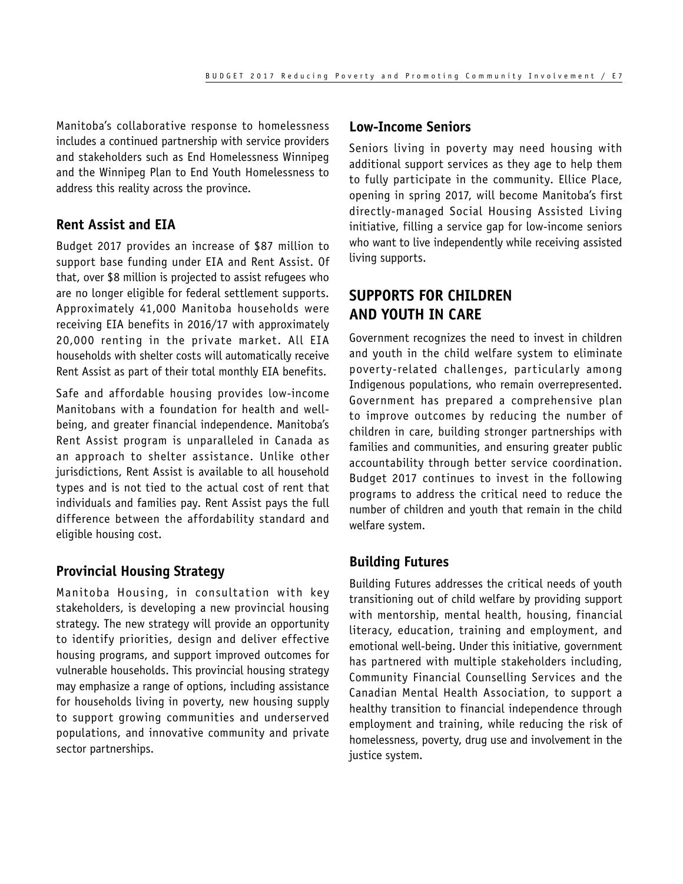Manitoba's collaborative response to homelessness includes a continued partnership with service providers and stakeholders such as End Homelessness Winnipeg and the Winnipeg Plan to End Youth Homelessness to address this reality across the province.

### Rent Assist and EIA

Budget 2017 provides an increase of $87 million to support base funding under EIA and Rent Assist. Of that, over $8 million is projected to assist refugees who are no longer eligible for federal settlement supports. Approximately 41,000 Manitoba households were receiving EIA benefits in 2016/17 with approximately 20,000 renting in the private market. All EIA households with shelter costs will automatically receive Rent Assist as part of their total monthly EIA benefits.

Safe and affordable housing provides low-income Manitobans with a foundation for health and well-being, and greater financial independence. Manitoba's Rent Assist program is unparalleled in Canada as an approach to shelter assistance. Unlike other jurisdictions, Rent Assist is available to all household types and is not tied to the actual cost of rent that individuals and families pay. Rent Assist pays the full difference between the affordability standard and eligible housing cost.

### Provincial Housing Strategy

Manitoba Housing, in consultation with key stakeholders, is developing a new provincial housing strategy. The new strategy will provide an opportunity to identify priorities, design and deliver effective housing programs, and support improved outcomes for vulnerable households. This provincial housing strategy may emphasize a range of options, including assistance for households living in poverty, new housing supply to support growing communities and underserved populations, and innovative community and private sector partnerships.

### Low-Income Seniors

Seniors living in poverty may need housing with additional support services as they age to help them to fully participate in the community. Ellice Place, opening in spring 2017, will become Manitoba's first directly-managed Social Housing Assisted Living initiative, filling a service gap for low-income seniors who want to live independently while receiving assisted living supports.

## SUPPORTS FOR CHILDREN AND YOUTH IN CARE

Government recognizes the need to invest in children and youth in the child welfare system to eliminate poverty-related challenges, particularly among Indigenous populations, who remain overrepresented. Government has prepared a comprehensive plan to improve outcomes by reducing the number of children in care, building stronger partnerships with families and communities, and ensuring greater public accountability through better service coordination. Budget 2017 continues to invest in the following programs to address the critical need to reduce the number of children and youth that remain in the child welfare system.

### Building Futures

Building Futures addresses the critical needs of youth transitioning out of child welfare by providing support with mentorship, mental health, housing, financial literacy, education, training and employment, and emotional well-being. Under this initiative, government has partnered with multiple stakeholders including, Community Financial Counselling Services and the Canadian Mental Health Association, to support a healthy transition to financial independence through employment and training, while reducing the risk of homelessness, poverty, drug use and involvement in the justice system.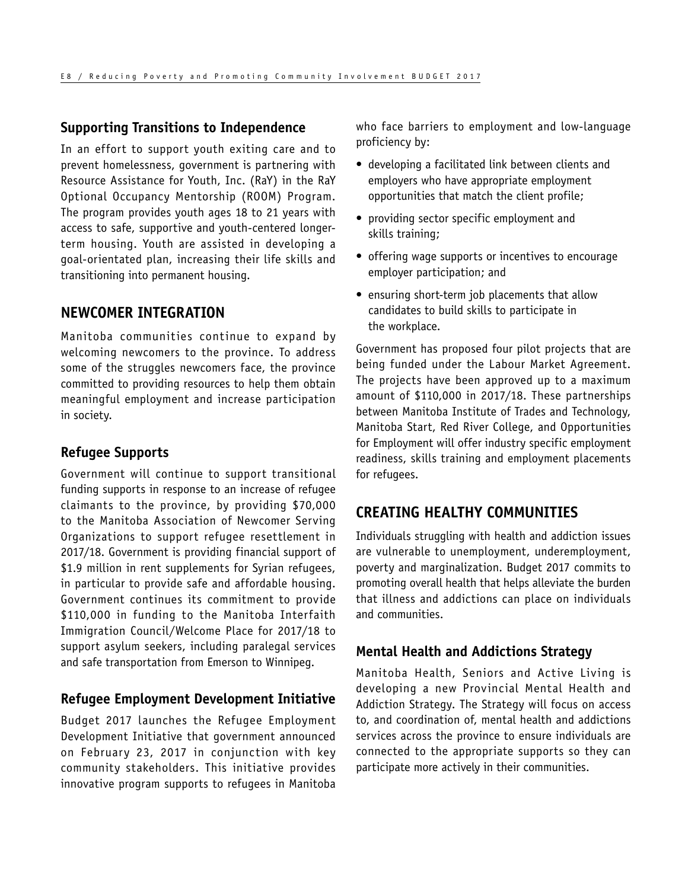### Supporting Transitions to Independence

In an effort to support youth exiting care and to prevent homelessness, government is partnering with Resource Assistance for Youth, Inc. (RaY) in the RaY Optional Occupancy Mentorship (ROOM) Program. The program provides youth ages 18 to 21 years with access to safe, supportive and youth-centered longer-term housing. Youth are assisted in developing a goal-orientated plan, increasing their life skills and transitioning into permanent housing.

## NEWCOMER INTEGRATION

Manitoba communities continue to expand by welcoming newcomers to the province. To address some of the struggles newcomers face, the province committed to providing resources to help them obtain meaningful employment and increase participation in society.

### Refugee Supports

Government will continue to support transitional funding supports in response to an increase of refugee claimants to the province, by providing $70,000 to the Manitoba Association of Newcomer Serving Organizations to support refugee resettlement in 2017/18. Government is providing financial support of $1.9 million in rent supplements for Syrian refugees, in particular to provide safe and affordable housing. Government continues its commitment to provide $110,000 in funding to the Manitoba Interfaith Immigration Council/Welcome Place for 2017/18 to support asylum seekers, including paralegal services and safe transportation from Emerson to Winnipeg.

### Refugee Employment Development Initiative

Budget 2017 launches the Refugee Employment Development Initiative that government announced on February 23, 2017 in conjunction with key community stakeholders. This initiative provides innovative program supports to refugees in Manitoba who face barriers to employment and low-language proficiency by:

- developing a facilitated link between clients and employers who have appropriate employment opportunities that match the client profile;
- providing sector specific employment and skills training;
- offering wage supports or incentives to encourage employer participation; and
- ensuring short-term job placements that allow candidates to build skills to participate in the workplace.

Government has proposed four pilot projects that are being funded under the Labour Market Agreement. The projects have been approved up to a maximum amount of $110,000 in 2017/18. These partnerships between Manitoba Institute of Trades and Technology, Manitoba Start, Red River College, and Opportunities for Employment will offer industry specific employment readiness, skills training and employment placements for refugees.

## CREATING HEALTHY COMMUNITIES

Individuals struggling with health and addiction issues are vulnerable to unemployment, underemployment, poverty and marginalization. Budget 2017 commits to promoting overall health that helps alleviate the burden that illness and addictions can place on individuals and communities.

### Mental Health and Addictions Strategy

Manitoba Health, Seniors and Active Living is developing a new Provincial Mental Health and Addiction Strategy. The Strategy will focus on access to, and coordination of, mental health and addictions services across the province to ensure individuals are connected to the appropriate supports so they can participate more actively in their communities.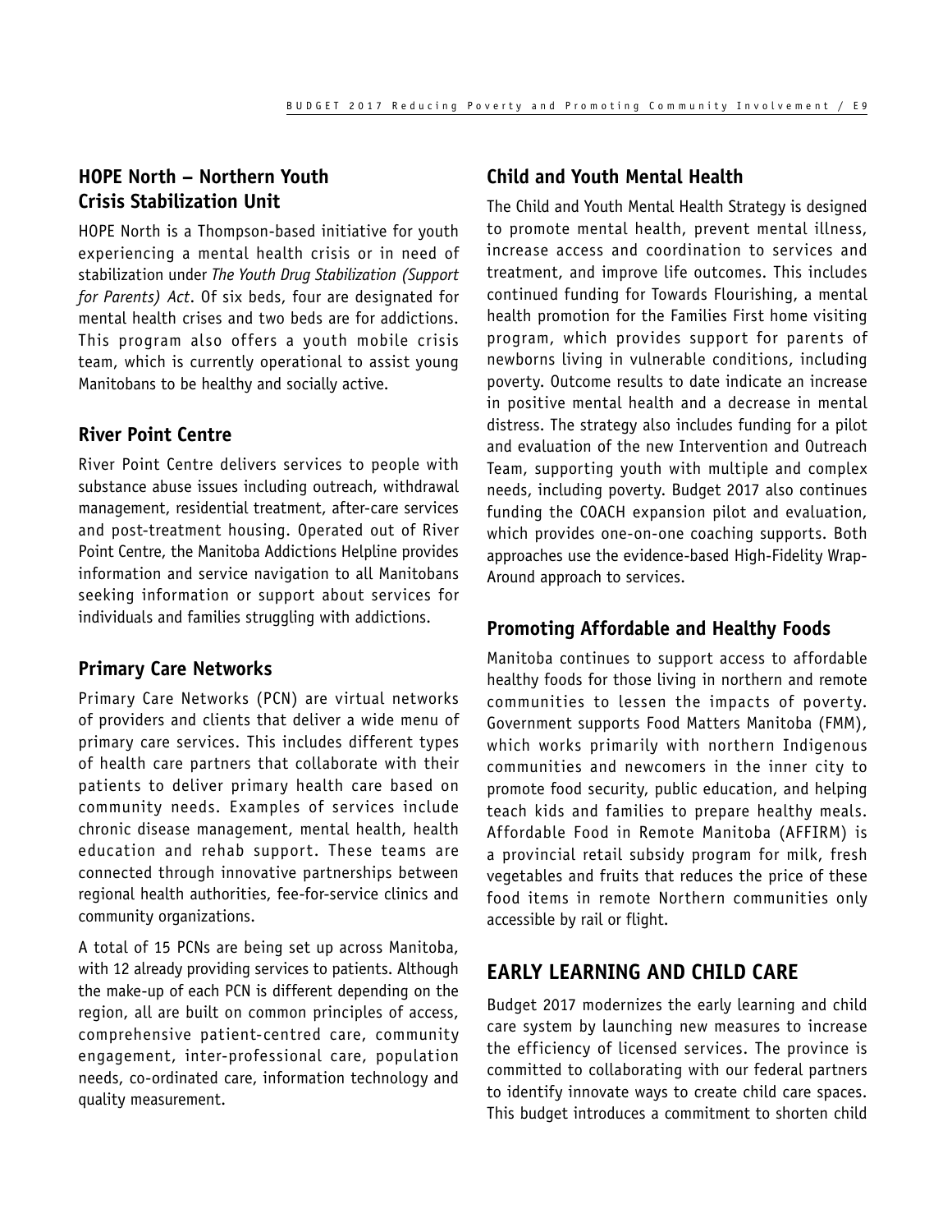### HOPE North – Northern Youth Crisis Stabilization Unit

HOPE North is a Thompson-based initiative for youth experiencing a mental health crisis or in need of stabilization under *The Youth Drug Stabilization (Support for Parents) Act*. Of six beds, four are designated for mental health crises and two beds are for addictions. This program also offers a youth mobile crisis team, which is currently operational to assist young Manitobans to be healthy and socially active.

### River Point Centre

River Point Centre delivers services to people with substance abuse issues including outreach, withdrawal management, residential treatment, after-care services and post-treatment housing. Operated out of River Point Centre, the Manitoba Addictions Helpline provides information and service navigation to all Manitobans seeking information or support about services for individuals and families struggling with addictions.

### Primary Care Networks

Primary Care Networks (PCN) are virtual networks of providers and clients that deliver a wide menu of primary care services. This includes different types of health care partners that collaborate with their patients to deliver primary health care based on community needs. Examples of services include chronic disease management, mental health, health education and rehab support. These teams are connected through innovative partnerships between regional health authorities, fee-for-service clinics and community organizations.

A total of 15 PCNs are being set up across Manitoba, with 12 already providing services to patients. Although the make-up of each PCN is different depending on the region, all are built on common principles of access, comprehensive patient-centred care, community engagement, inter-professional care, population needs, co-ordinated care, information technology and quality measurement.

### Child and Youth Mental Health

The Child and Youth Mental Health Strategy is designed to promote mental health, prevent mental illness, increase access and coordination to services and treatment, and improve life outcomes. This includes continued funding for Towards Flourishing, a mental health promotion for the Families First home visiting program, which provides support for parents of newborns living in vulnerable conditions, including poverty. Outcome results to date indicate an increase in positive mental health and a decrease in mental distress. The strategy also includes funding for a pilot and evaluation of the new Intervention and Outreach Team, supporting youth with multiple and complex needs, including poverty. Budget 2017 also continues funding the COACH expansion pilot and evaluation, which provides one-on-one coaching supports. Both approaches use the evidence-based High-Fidelity Wrap-Around approach to services.

### Promoting Affordable and Healthy Foods

Manitoba continues to support access to affordable healthy foods for those living in northern and remote communities to lessen the impacts of poverty. Government supports Food Matters Manitoba (FMM), which works primarily with northern Indigenous communities and newcomers in the inner city to promote food security, public education, and helping teach kids and families to prepare healthy meals. Affordable Food in Remote Manitoba (AFFIRM) is a provincial retail subsidy program for milk, fresh vegetables and fruits that reduces the price of these food items in remote Northern communities only accessible by rail or flight.

## EARLY LEARNING AND CHILD CARE

Budget 2017 modernizes the early learning and child care system by launching new measures to increase the efficiency of licensed services. The province is committed to collaborating with our federal partners to identify innovate ways to create child care spaces. This budget introduces a commitment to shorten child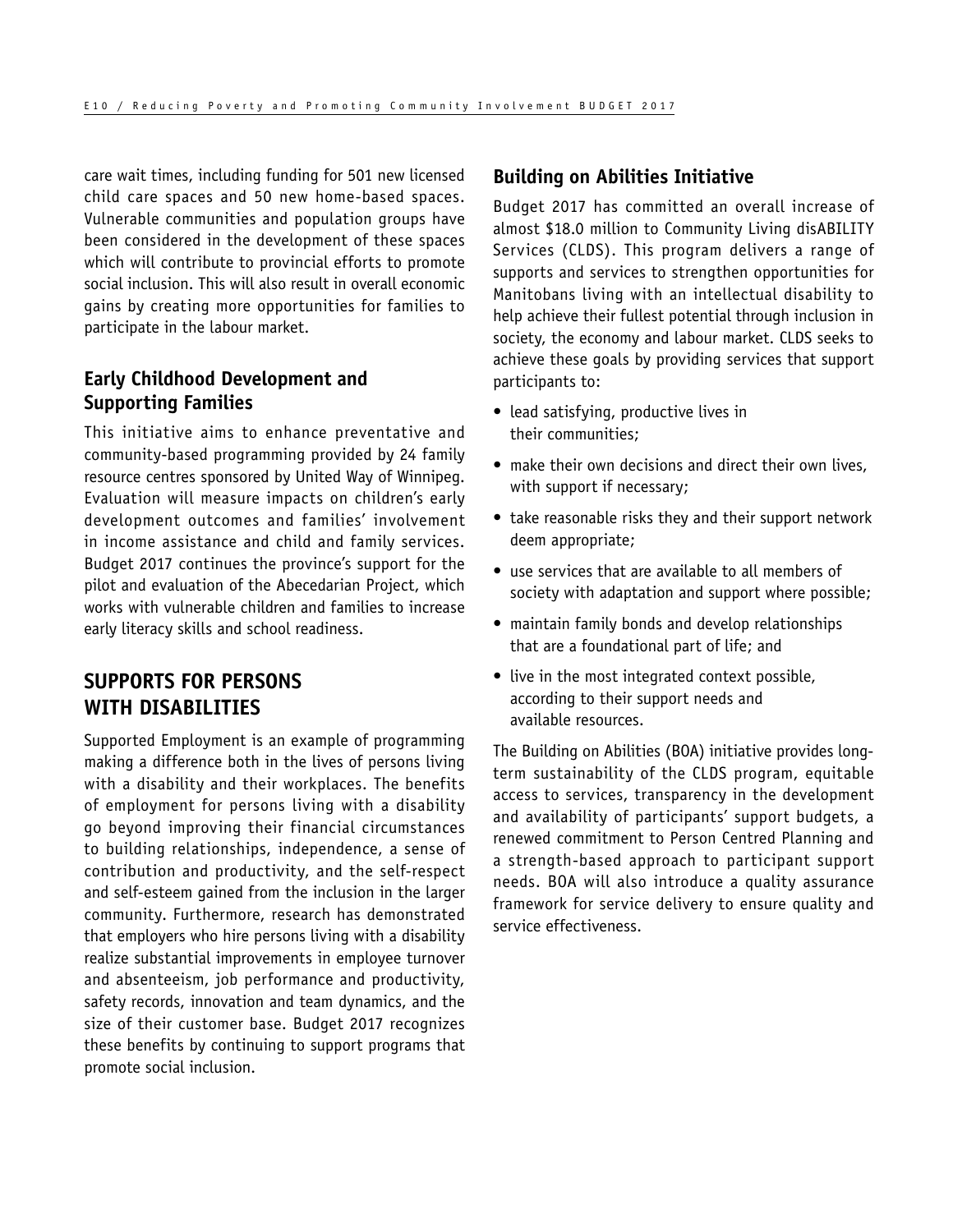care wait times, including funding for 501 new licensed child care spaces and 50 new home-based spaces. Vulnerable communities and population groups have been considered in the development of these spaces which will contribute to provincial efforts to promote social inclusion. This will also result in overall economic gains by creating more opportunities for families to participate in the labour market.

### Early Childhood Development and Supporting Families

This initiative aims to enhance preventative and community-based programming provided by 24 family resource centres sponsored by United Way of Winnipeg. Evaluation will measure impacts on children's early development outcomes and families' involvement in income assistance and child and family services. Budget 2017 continues the province's support for the pilot and evaluation of the Abecedarian Project, which works with vulnerable children and families to increase early literacy skills and school readiness.

## SUPPORTS FOR PERSONS WITH DISABILITIES

Supported Employment is an example of programming making a difference both in the lives of persons living with a disability and their workplaces. The benefits of employment for persons living with a disability go beyond improving their financial circumstances to building relationships, independence, a sense of contribution and productivity, and the self-respect and self-esteem gained from the inclusion in the larger community. Furthermore, research has demonstrated that employers who hire persons living with a disability realize substantial improvements in employee turnover and absenteeism, job performance and productivity, safety records, innovation and team dynamics, and the size of their customer base. Budget 2017 recognizes these benefits by continuing to support programs that promote social inclusion.

### Building on Abilities Initiative

Budget 2017 has committed an overall increase of almost $18.0 million to Community Living disABILITY Services (CLDS). This program delivers a range of supports and services to strengthen opportunities for Manitobans living with an intellectual disability to help achieve their fullest potential through inclusion in society, the economy and labour market. CLDS seeks to achieve these goals by providing services that support participants to:

- lead satisfying, productive lives in their communities;
- make their own decisions and direct their own lives, with support if necessary;
- take reasonable risks they and their support network deem appropriate;
- use services that are available to all members of society with adaptation and support where possible;
- maintain family bonds and develop relationships that are a foundational part of life; and
- live in the most integrated context possible, according to their support needs and available resources.

The Building on Abilities (BOA) initiative provides long-term sustainability of the CLDS program, equitable access to services, transparency in the development and availability of participants' support budgets, a renewed commitment to Person Centred Planning and a strength-based approach to participant support needs. BOA will also introduce a quality assurance framework for service delivery to ensure quality and service effectiveness.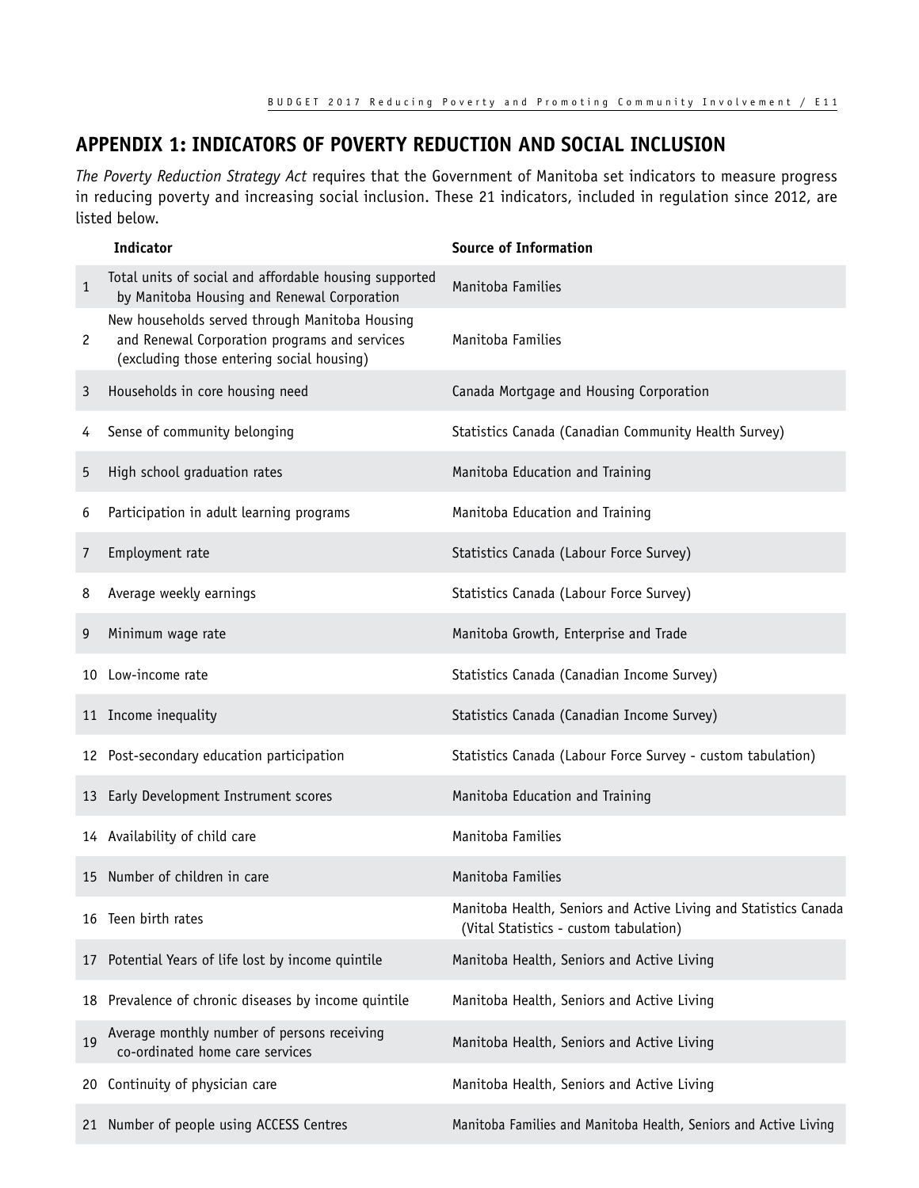## APPENDIX 1: INDICATORS OF POVERTY REDUCTION AND SOCIAL INCLUSION

*The Poverty Reduction Strategy Act* requires that the Government of Manitoba set indicators to measure progress in reducing poverty and increasing social inclusion. These 21 indicators, included in regulation since 2012, are listed below.

| | Indicator | Source of Information |
|---|---|---|
| 1 | Total units of social and affordable housing supported by Manitoba Housing and Renewal Corporation | Manitoba Families |
| 2 | New households served through Manitoba Housing and Renewal Corporation programs and services (excluding those entering social housing) | Manitoba Families |
| 3 | Households in core housing need | Canada Mortgage and Housing Corporation |
| 4 | Sense of community belonging | Statistics Canada (Canadian Community Health Survey) |
| 5 | High school graduation rates | Manitoba Education and Training |
| 6 | Participation in adult learning programs | Manitoba Education and Training |
| 7 | Employment rate | Statistics Canada (Labour Force Survey) |
| 8 | Average weekly earnings | Statistics Canada (Labour Force Survey) |
| 9 | Minimum wage rate | Manitoba Growth, Enterprise and Trade |
| 10 | Low-income rate | Statistics Canada (Canadian Income Survey) |
| 11 | Income inequality | Statistics Canada (Canadian Income Survey) |
| 12 | Post-secondary education participation | Statistics Canada (Labour Force Survey - custom tabulation) |
| 13 | Early Development Instrument scores | Manitoba Education and Training |
| 14 | Availability of child care | Manitoba Families |
| 15 | Number of children in care | Manitoba Families |
| 16 | Teen birth rates | Manitoba Health, Seniors and Active Living and Statistics Canada (Vital Statistics - custom tabulation) |
| 17 | Potential Years of life lost by income quintile | Manitoba Health, Seniors and Active Living |
| 18 | Prevalence of chronic diseases by income quintile | Manitoba Health, Seniors and Active Living |
| 19 | Average monthly number of persons receiving co-ordinated home care services | Manitoba Health, Seniors and Active Living |
| 20 | Continuity of physician care | Manitoba Health, Seniors and Active Living |
| 21 | Number of people using ACCESS Centres | Manitoba Families and Manitoba Health, Seniors and Active Living |